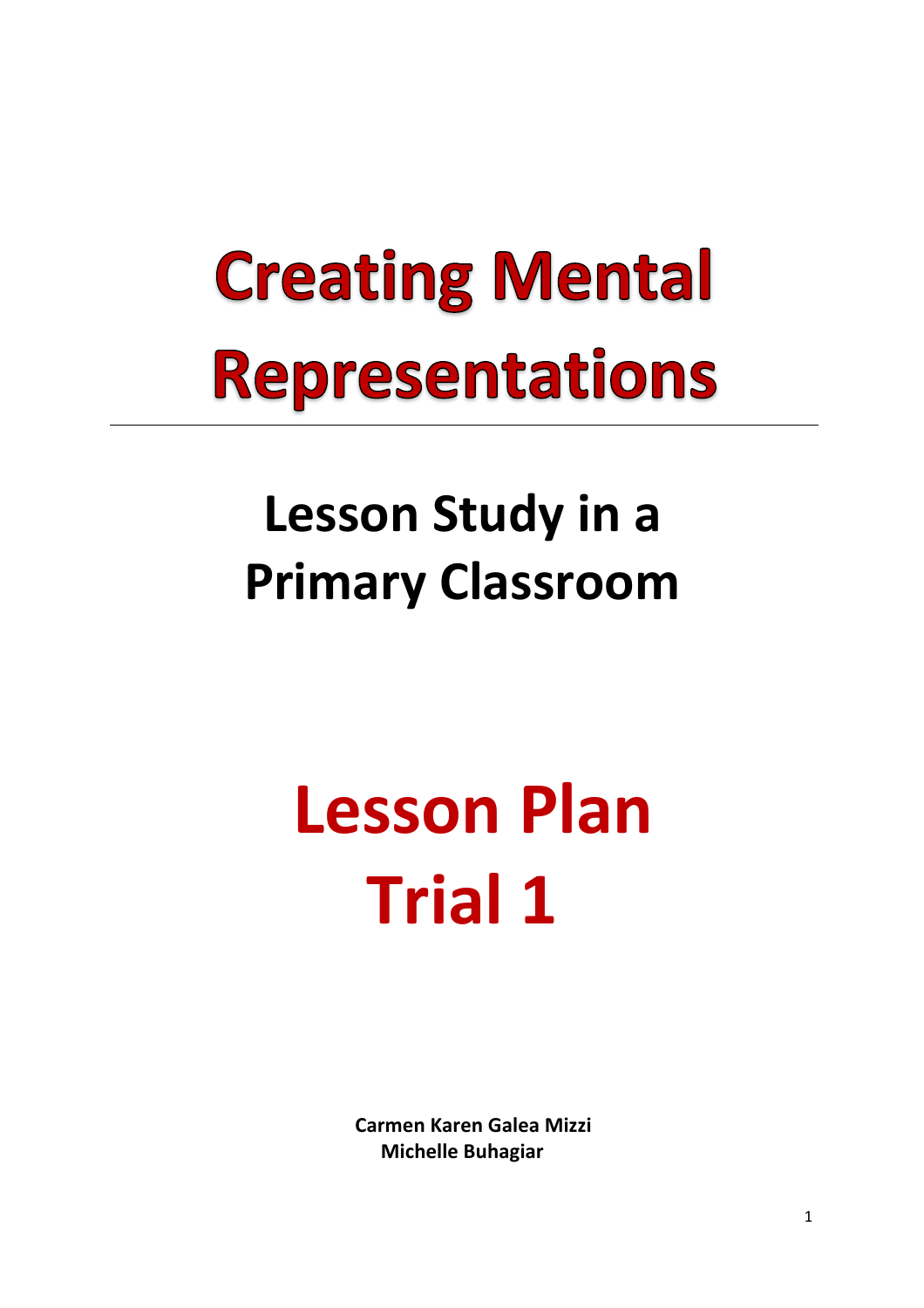# Creating Mental Representations

## Lesson Study in a Primary Classroom

# Lesson Plan Trial 1

**Carmen Karen Galea Mizzi**
**Michelle Buhagiar**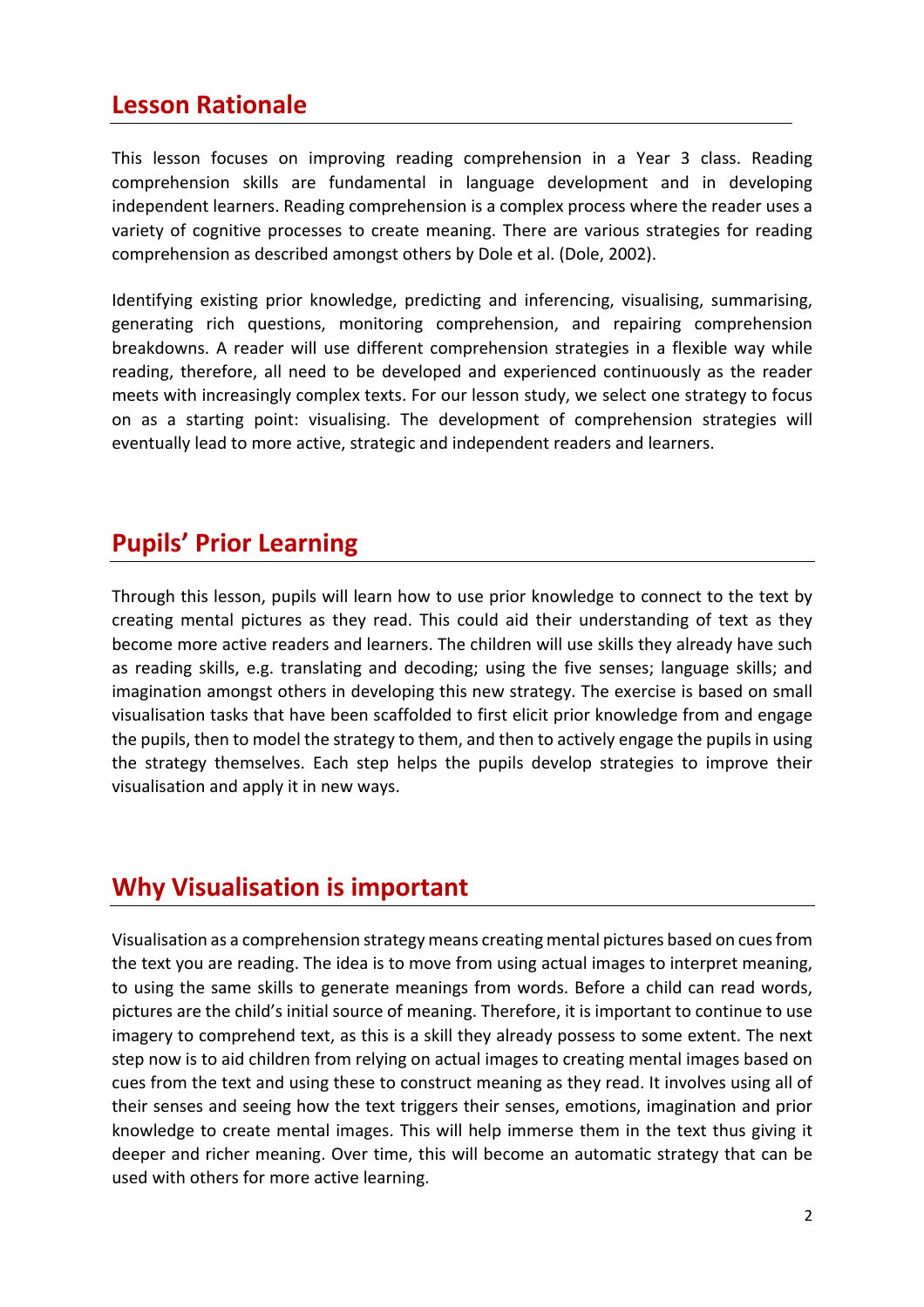## Lesson Rationale

This lesson focuses on improving reading comprehension in a Year 3 class. Reading comprehension skills are fundamental in language development and in developing independent learners. Reading comprehension is a complex process where the reader uses a variety of cognitive processes to create meaning. There are various strategies for reading comprehension as described amongst others by Dole et al. (Dole, 2002).

Identifying existing prior knowledge, predicting and inferencing, visualising, summarising, generating rich questions, monitoring comprehension, and repairing comprehension breakdowns. A reader will use different comprehension strategies in a flexible way while reading, therefore, all need to be developed and experienced continuously as the reader meets with increasingly complex texts. For our lesson study, we select one strategy to focus on as a starting point: visualising. The development of comprehension strategies will eventually lead to more active, strategic and independent readers and learners.

## Pupils' Prior Learning

Through this lesson, pupils will learn how to use prior knowledge to connect to the text by creating mental pictures as they read. This could aid their understanding of text as they become more active readers and learners. The children will use skills they already have such as reading skills, e.g. translating and decoding; using the five senses; language skills; and imagination amongst others in developing this new strategy. The exercise is based on small visualisation tasks that have been scaffolded to first elicit prior knowledge from and engage the pupils, then to model the strategy to them, and then to actively engage the pupils in using the strategy themselves. Each step helps the pupils develop strategies to improve their visualisation and apply it in new ways.

## Why Visualisation is important

Visualisation as a comprehension strategy means creating mental pictures based on cues from the text you are reading. The idea is to move from using actual images to interpret meaning, to using the same skills to generate meanings from words. Before a child can read words, pictures are the child's initial source of meaning. Therefore, it is important to continue to use imagery to comprehend text, as this is a skill they already possess to some extent. The next step now is to aid children from relying on actual images to creating mental images based on cues from the text and using these to construct meaning as they read. It involves using all of their senses and seeing how the text triggers their senses, emotions, imagination and prior knowledge to create mental images. This will help immerse them in the text thus giving it deeper and richer meaning. Over time, this will become an automatic strategy that can be used with others for more active learning.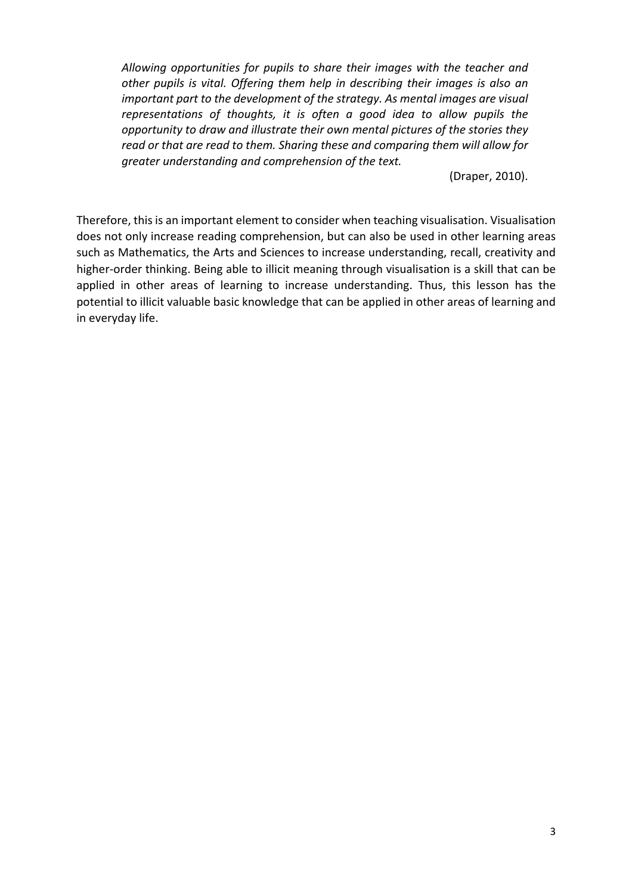> *Allowing opportunities for pupils to share their images with the teacher and other pupils is vital. Offering them help in describing their images is also an important part to the development of the strategy. As mental images are visual representations of thoughts, it is often a good idea to allow pupils the opportunity to draw and illustrate their own mental pictures of the stories they read or that are read to them. Sharing these and comparing them will allow for greater understanding and comprehension of the text.*
>
> (Draper, 2010).

Therefore, this is an important element to consider when teaching visualisation. Visualisation does not only increase reading comprehension, but can also be used in other learning areas such as Mathematics, the Arts and Sciences to increase understanding, recall, creativity and higher-order thinking. Being able to illicit meaning through visualisation is a skill that can be applied in other areas of learning to increase understanding. Thus, this lesson has the potential to illicit valuable basic knowledge that can be applied in other areas of learning and in everyday life.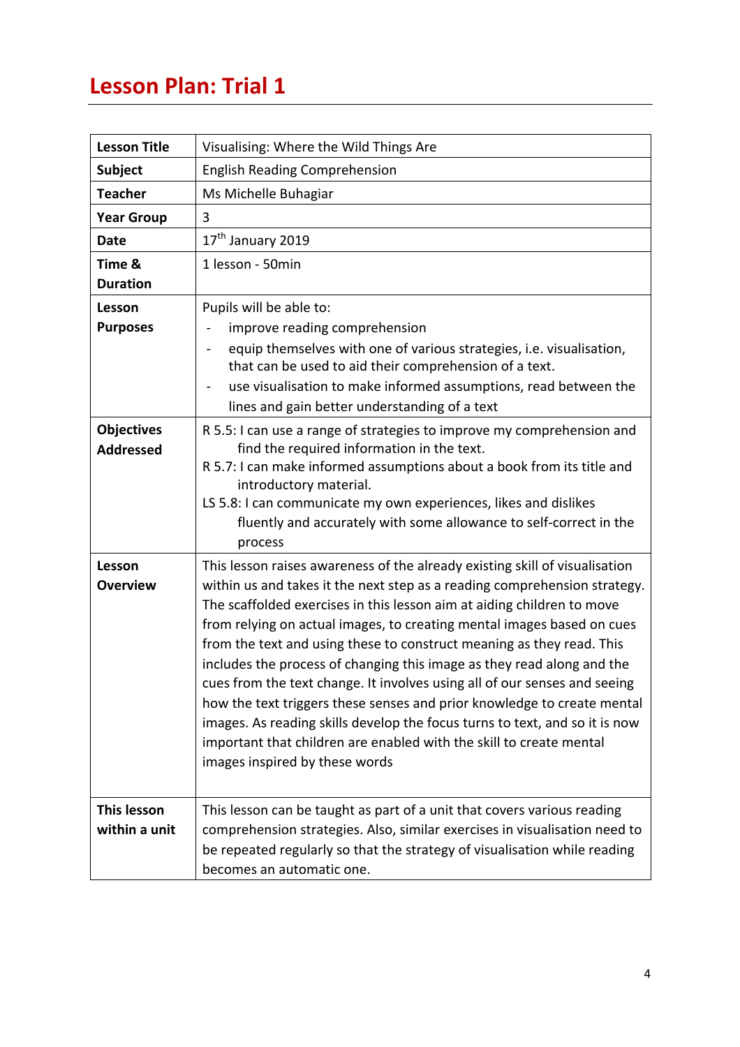# Lesson Plan: Trial 1

| | |
|---|---|
| **Lesson Title** | Visualising: Where the Wild Things Are |
| **Subject** | English Reading Comprehension |
| **Teacher** | Ms Michelle Buhagiar |
| **Year Group** | 3 |
| **Date** | 17th January 2019 |
| **Time & Duration** | 1 lesson - 50min |
| **Lesson Purposes** | Pupils will be able to:<br>- improve reading comprehension<br>- equip themselves with one of various strategies, i.e. visualisation, that can be used to aid their comprehension of a text.<br>- use visualisation to make informed assumptions, read between the lines and gain better understanding of a text |
| **Objectives Addressed** | R 5.5: I can use a range of strategies to improve my comprehension and find the required information in the text.<br>R 5.7: I can make informed assumptions about a book from its title and introductory material.<br>LS 5.8: I can communicate my own experiences, likes and dislikes fluently and accurately with some allowance to self-correct in the process |
| **Lesson Overview** | This lesson raises awareness of the already existing skill of visualisation within us and takes it the next step as a reading comprehension strategy. The scaffolded exercises in this lesson aim at aiding children to move from relying on actual images, to creating mental images based on cues from the text and using these to construct meaning as they read. This includes the process of changing this image as they read along and the cues from the text change. It involves using all of our senses and seeing how the text triggers these senses and prior knowledge to create mental images. As reading skills develop the focus turns to text, and so it is now important that children are enabled with the skill to create mental images inspired by these words |
| **This lesson within a unit** | This lesson can be taught as part of a unit that covers various reading comprehension strategies. Also, similar exercises in visualisation need to be repeated regularly so that the strategy of visualisation while reading becomes an automatic one. |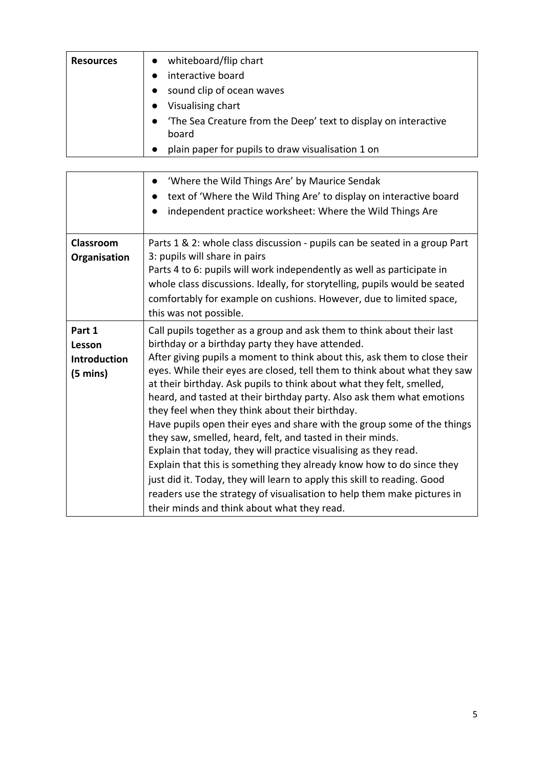| | |
|---|---|
| **Resources** | ● whiteboard/flip chart<br>● interactive board<br>● sound clip of ocean waves<br>● Visualising chart<br>● 'The Sea Creature from the Deep' text to display on interactive board<br>● plain paper for pupils to draw visualisation 1 on<br>● 'Where the Wild Things Are' by Maurice Sendak<br>● text of 'Where the Wild Thing Are' to display on interactive board<br>● independent practice worksheet: Where the Wild Things Are |
| **Classroom Organisation** | Parts 1 & 2: whole class discussion - pupils can be seated in a group Part 3: pupils will share in pairs<br>Parts 4 to 6: pupils will work independently as well as participate in whole class discussions. Ideally, for storytelling, pupils would be seated comfortably for example on cushions. However, due to limited space, this was not possible. |
| **Part 1 Lesson Introduction (5 mins)** | Call pupils together as a group and ask them to think about their last birthday or a birthday party they have attended.<br>After giving pupils a moment to think about this, ask them to close their eyes. While their eyes are closed, tell them to think about what they saw at their birthday. Ask pupils to think about what they felt, smelled, heard, and tasted at their birthday party. Also ask them what emotions they feel when they think about their birthday.<br>Have pupils open their eyes and share with the group some of the things they saw, smelled, heard, felt, and tasted in their minds.<br>Explain that today, they will practice visualising as they read.<br>Explain that this is something they already know how to do since they just did it. Today, they will learn to apply this skill to reading. Good readers use the strategy of visualisation to help them make pictures in their minds and think about what they read. |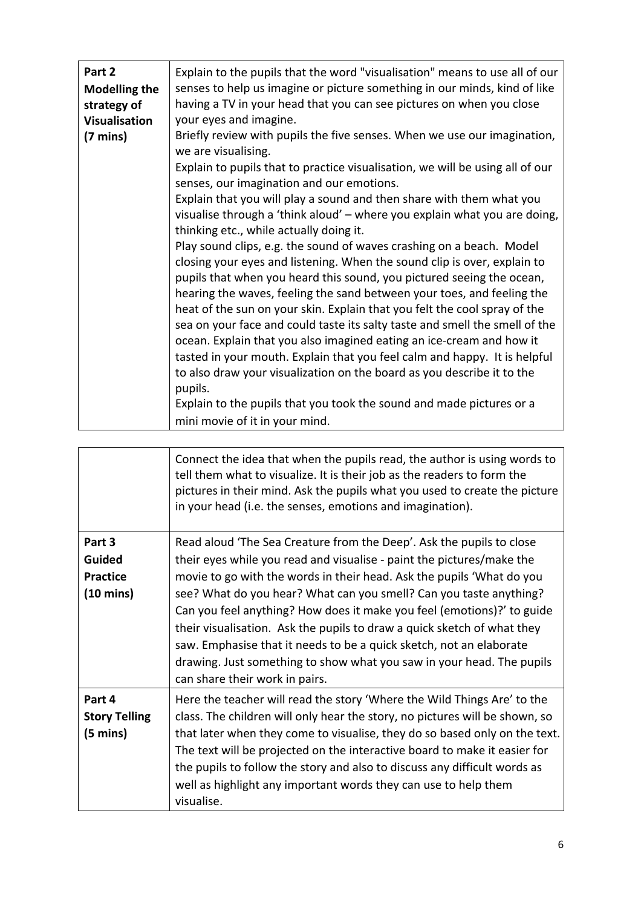| | |
|---|---|
| **Part 2 Modelling the strategy of Visualisation (7 mins)** | Explain to the pupils that the word "visualisation" means to use all of our senses to help us imagine or picture something in our minds, kind of like having a TV in your head that you can see pictures on when you close your eyes and imagine.<br>Briefly review with pupils the five senses. When we use our imagination, we are visualising.<br>Explain to pupils that to practice visualisation, we will be using all of our senses, our imagination and our emotions.<br>Explain that you will play a sound and then share with them what you visualise through a 'think aloud' – where you explain what you are doing, thinking etc., while actually doing it.<br>Play sound clips, e.g. the sound of waves crashing on a beach. Model closing your eyes and listening. When the sound clip is over, explain to pupils that when you heard this sound, you pictured seeing the ocean, hearing the waves, feeling the sand between your toes, and feeling the heat of the sun on your skin. Explain that you felt the cool spray of the sea on your face and could taste its salty taste and smell the smell of the ocean. Explain that you also imagined eating an ice-cream and how it tasted in your mouth. Explain that you feel calm and happy. It is helpful to also draw your visualization on the board as you describe it to the pupils.<br>Explain to the pupils that you took the sound and made pictures or a mini movie of it in your mind. |
| | Connect the idea that when the pupils read, the author is using words to tell them what to visualize. It is their job as the readers to form the pictures in their mind. Ask the pupils what you used to create the picture in your head (i.e. the senses, emotions and imagination). |
| **Part 3 Guided Practice (10 mins)** | Read aloud 'The Sea Creature from the Deep'. Ask the pupils to close their eyes while you read and visualise - paint the pictures/make the movie to go with the words in their head. Ask the pupils 'What do you see? What do you hear? What can you smell? Can you taste anything? Can you feel anything? How does it make you feel (emotions)?' to guide their visualisation. Ask the pupils to draw a quick sketch of what they saw. Emphasise that it needs to be a quick sketch, not an elaborate drawing. Just something to show what you saw in your head. The pupils can share their work in pairs. |
| **Part 4 Story Telling (5 mins)** | Here the teacher will read the story 'Where the Wild Things Are' to the class. The children will only hear the story, no pictures will be shown, so that later when they come to visualise, they do so based only on the text. The text will be projected on the interactive board to make it easier for the pupils to follow the story and also to discuss any difficult words as well as highlight any important words they can use to help them visualise. |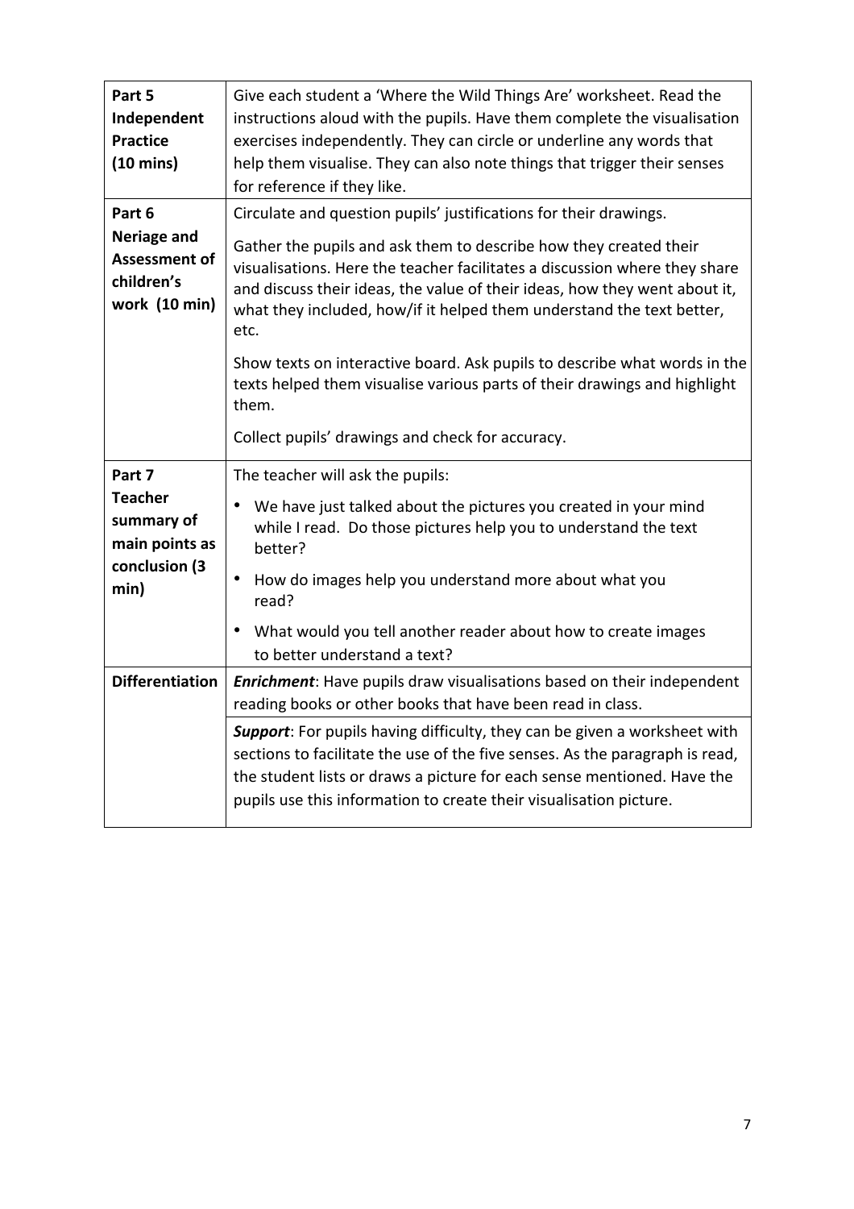| | |
|---|---|
| **Part 5 Independent Practice (10 mins)** | Give each student a 'Where the Wild Things Are' worksheet. Read the instructions aloud with the pupils. Have them complete the visualisation exercises independently. They can circle or underline any words that help them visualise. They can also note things that trigger their senses for reference if they like. |
| **Part 6 Neriage and Assessment of children's work (10 min)** | Circulate and question pupils' justifications for their drawings.<br><br>Gather the pupils and ask them to describe how they created their visualisations. Here the teacher facilitates a discussion where they share and discuss their ideas, the value of their ideas, how they went about it, what they included, how/if it helped them understand the text better, etc.<br><br>Show texts on interactive board. Ask pupils to describe what words in the texts helped them visualise various parts of their drawings and highlight them.<br><br>Collect pupils' drawings and check for accuracy. |
| **Part 7 Teacher summary of main points as conclusion (3 min)** | The teacher will ask the pupils:<br>• We have just talked about the pictures you created in your mind while I read. Do those pictures help you to understand the text better?<br>• How do images help you understand more about what you read?<br>• What would you tell another reader about how to create images to better understand a text? |
| **Differentiation** | ***Enrichment***: Have pupils draw visualisations based on their independent reading books or other books that have been read in class. |
| | ***Support***: For pupils having difficulty, they can be given a worksheet with sections to facilitate the use of the five senses. As the paragraph is read, the student lists or draws a picture for each sense mentioned. Have the pupils use this information to create their visualisation picture. |